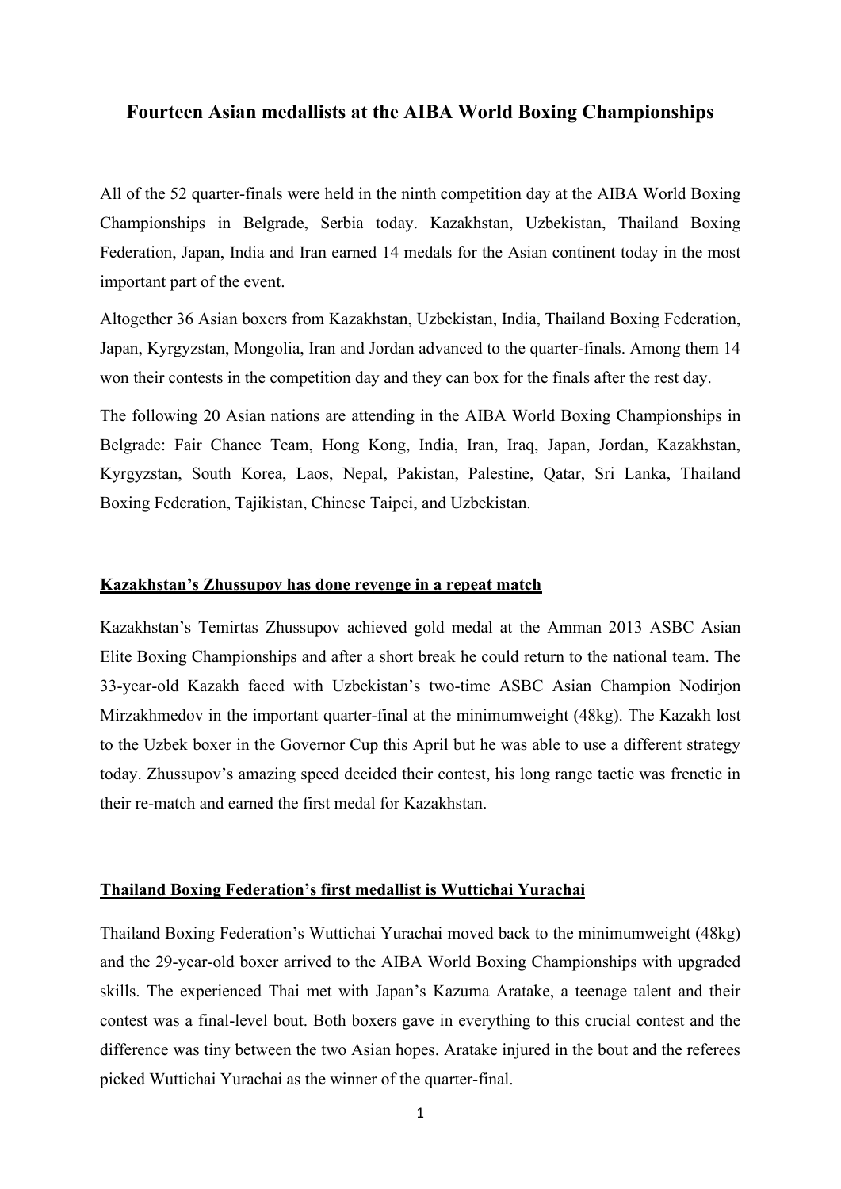# Fourteen Asian medallists at the AIBA World Boxing Championships

All of the 52 quarter-finals were held in the ninth competition day at the AIBA World Boxing Championships in Belgrade, Serbia today. Kazakhstan, Uzbekistan, Thailand Boxing Federation, Japan, India and Iran earned 14 medals for the Asian continent today in the most important part of the event.

Altogether 36 Asian boxers from Kazakhstan, Uzbekistan, India, Thailand Boxing Federation, Japan, Kyrgyzstan, Mongolia, Iran and Jordan advanced to the quarter-finals. Among them 14 won their contests in the competition day and they can box for the finals after the rest day.

The following 20 Asian nations are attending in the AIBA World Boxing Championships in Belgrade: Fair Chance Team, Hong Kong, India, Iran, Iraq, Japan, Jordan, Kazakhstan, Kyrgyzstan, South Korea, Laos, Nepal, Pakistan, Palestine, Qatar, Sri Lanka, Thailand Boxing Federation, Tajikistan, Chinese Taipei, and Uzbekistan.

## Kazakhstan's Zhussupov has done revenge in a repeat match

Kazakhstan's Temirtas Zhussupov achieved gold medal at the Amman 2013 ASBC Asian Elite Boxing Championships and after a short break he could return to the national team. The 33-year-old Kazakh faced with Uzbekistan's two-time ASBC Asian Champion Nodirjon Mirzakhmedov in the important quarter-final at the minimumweight (48kg). The Kazakh lost to the Uzbek boxer in the Governor Cup this April but he was able to use a different strategy today. Zhussupov's amazing speed decided their contest, his long range tactic was frenetic in their re-match and earned the first medal for Kazakhstan.

## Thailand Boxing Federation's first medallist is Wuttichai Yurachai

Thailand Boxing Federation's Wuttichai Yurachai moved back to the minimumweight (48kg) and the 29-year-old boxer arrived to the AIBA World Boxing Championships with upgraded skills. The experienced Thai met with Japan's Kazuma Aratake, a teenage talent and their contest was a final-level bout. Both boxers gave in everything to this crucial contest and the difference was tiny between the two Asian hopes. Aratake injured in the bout and the referees picked Wuttichai Yurachai as the winner of the quarter-final.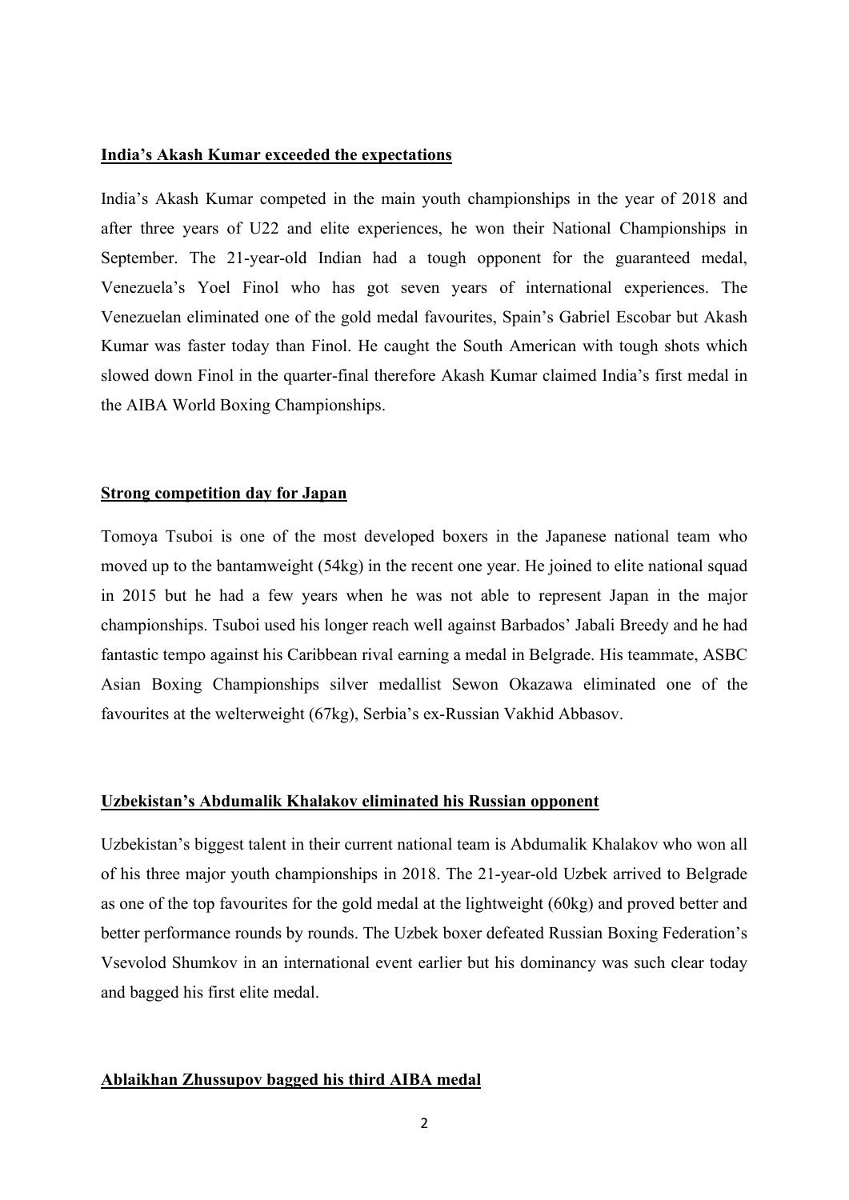**India’s Akash Kumar exceeded the expectations**

India’s Akash Kumar competed in the main youth championships in the year of 2018 and after three years of U22 and elite experiences, he won their National Championships in September. The 21-year-old Indian had a tough opponent for the guaranteed medal, Venezuela’s Yoel Finol who has got seven years of international experiences. The Venezuelan eliminated one of the gold medal favourites, Spain’s Gabriel Escobar but Akash Kumar was faster today than Finol. He caught the South American with tough shots which slowed down Finol in the quarter-final therefore Akash Kumar claimed India’s first medal in the AIBA World Boxing Championships.

**Strong competition day for Japan**

Tomoya Tsuboi is one of the most developed boxers in the Japanese national team who moved up to the bantamweight (54kg) in the recent one year. He joined to elite national squad in 2015 but he had a few years when he was not able to represent Japan in the major championships. Tsuboi used his longer reach well against Barbados’ Jabali Breedy and he had fantastic tempo against his Caribbean rival earning a medal in Belgrade. His teammate, ASBC Asian Boxing Championships silver medallist Sewon Okazawa eliminated one of the favourites at the welterweight (67kg), Serbia’s ex-Russian Vakhid Abbasov.

**Uzbekistan’s Abdumalik Khalakov eliminated his Russian opponent**

Uzbekistan’s biggest talent in their current national team is Abdumalik Khalakov who won all of his three major youth championships in 2018. The 21-year-old Uzbek arrived to Belgrade as one of the top favourites for the gold medal at the lightweight (60kg) and proved better and better performance rounds by rounds. The Uzbek boxer defeated Russian Boxing Federation’s Vsevolod Shumkov in an international event earlier but his dominancy was such clear today and bagged his first elite medal.

**Ablaikhan Zhussupov bagged his third AIBA medal**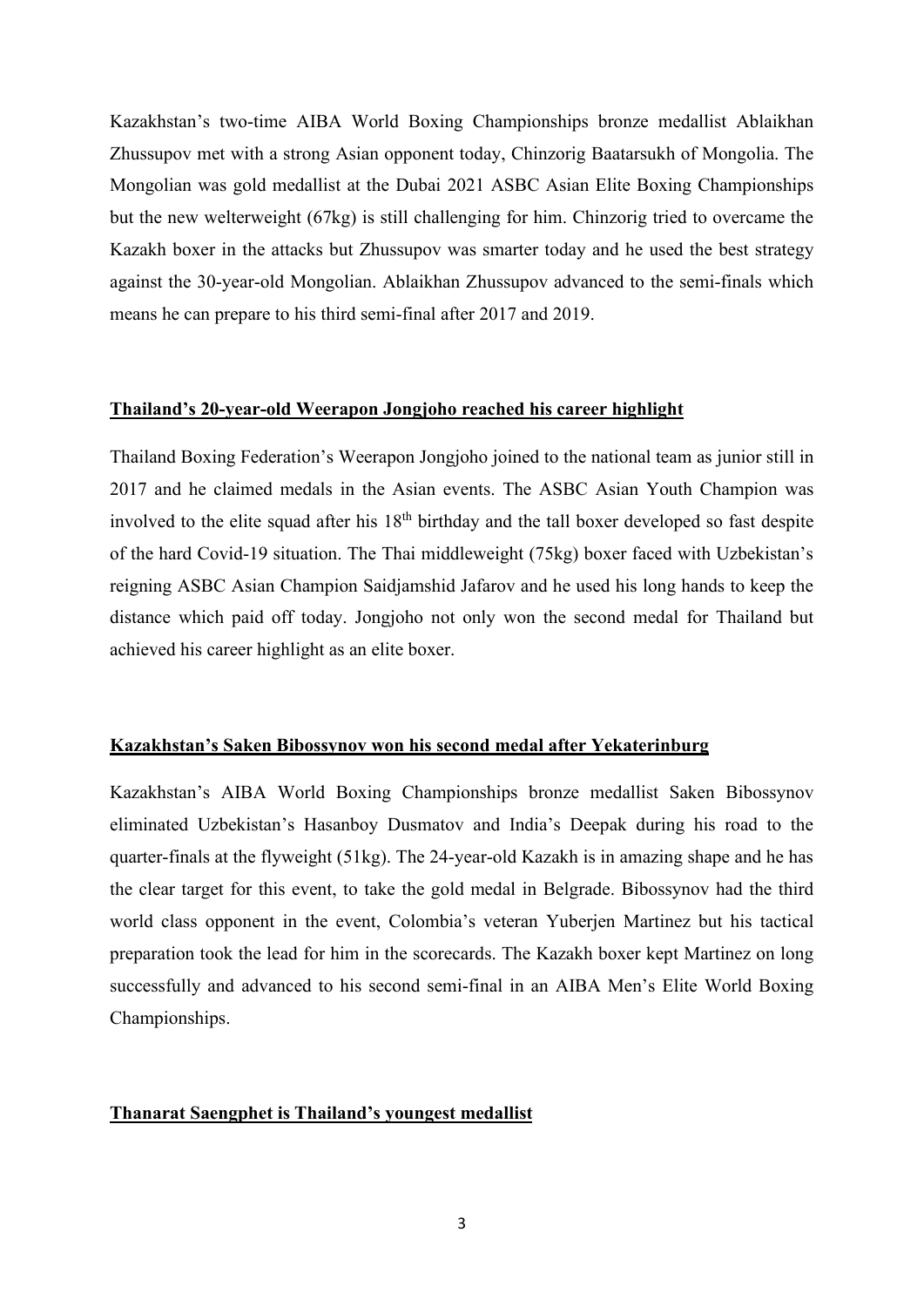Kazakhstan's two-time AIBA World Boxing Championships bronze medallist Ablaikhan Zhussupov met with a strong Asian opponent today, Chinzorig Baatarsukh of Mongolia. The Mongolian was gold medallist at the Dubai 2021 ASBC Asian Elite Boxing Championships but the new welterweight (67kg) is still challenging for him. Chinzorig tried to overcame the Kazakh boxer in the attacks but Zhussupov was smarter today and he used the best strategy against the 30-year-old Mongolian. Ablaikhan Zhussupov advanced to the semi-finals which means he can prepare to his third semi-final after 2017 and 2019.

**Thailand's 20-year-old Weerapon Jongjoho reached his career highlight**

Thailand Boxing Federation's Weerapon Jongjoho joined to the national team as junior still in 2017 and he claimed medals in the Asian events. The ASBC Asian Youth Champion was involved to the elite squad after his 18th birthday and the tall boxer developed so fast despite of the hard Covid-19 situation. The Thai middleweight (75kg) boxer faced with Uzbekistan's reigning ASBC Asian Champion Saidjamshid Jafarov and he used his long hands to keep the distance which paid off today. Jongjoho not only won the second medal for Thailand but achieved his career highlight as an elite boxer.

**Kazakhstan's Saken Bibossynov won his second medal after Yekaterinburg**

Kazakhstan's AIBA World Boxing Championships bronze medallist Saken Bibossynov eliminated Uzbekistan's Hasanboy Dusmatov and India's Deepak during his road to the quarter-finals at the flyweight (51kg). The 24-year-old Kazakh is in amazing shape and he has the clear target for this event, to take the gold medal in Belgrade. Bibossynov had the third world class opponent in the event, Colombia's veteran Yuberjen Martinez but his tactical preparation took the lead for him in the scorecards. The Kazakh boxer kept Martinez on long successfully and advanced to his second semi-final in an AIBA Men's Elite World Boxing Championships.

**Thanarat Saengphet is Thailand's youngest medallist**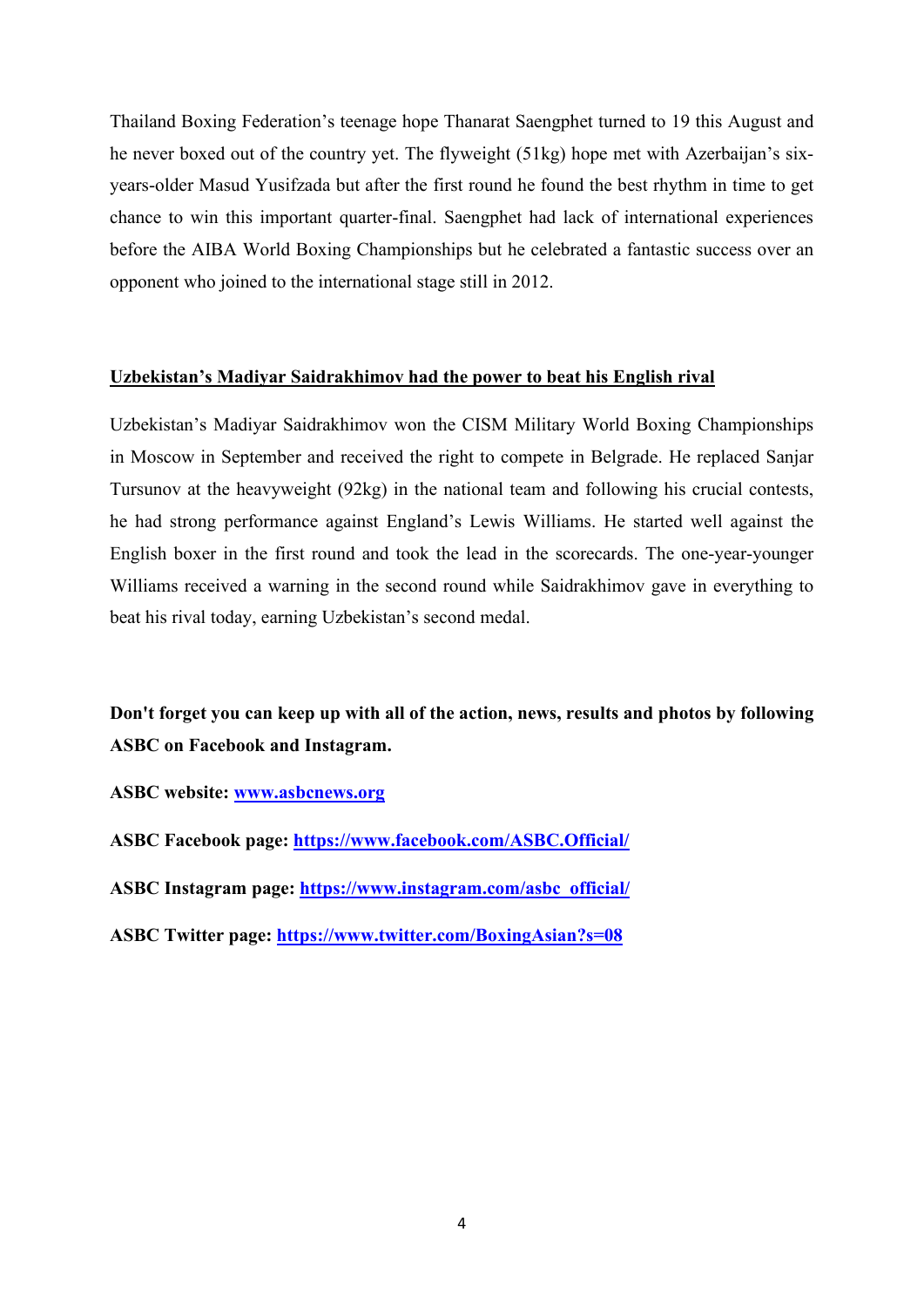Thailand Boxing Federation's teenage hope Thanarat Saengphet turned to 19 this August and he never boxed out of the country yet. The flyweight (51kg) hope met with Azerbaijan's six-years-older Masud Yusifzada but after the first round he found the best rhythm in time to get chance to win this important quarter-final. Saengphet had lack of international experiences before the AIBA World Boxing Championships but he celebrated a fantastic success over an opponent who joined to the international stage still in 2012.

**<u>Uzbekistan's Madiyar Saidrakhimov had the power to beat his English rival</u>**

Uzbekistan's Madiyar Saidrakhimov won the CISM Military World Boxing Championships in Moscow in September and received the right to compete in Belgrade. He replaced Sanjar Tursunov at the heavyweight (92kg) in the national team and following his crucial contests, he had strong performance against England's Lewis Williams. He started well against the English boxer in the first round and took the lead in the scorecards. The one-year-younger Williams received a warning in the second round while Saidrakhimov gave in everything to beat his rival today, earning Uzbekistan's second medal.

**Don't forget you can keep up with all of the action, news, results and photos by following ASBC on Facebook and Instagram.**

**ASBC website: [www.asbcnews.org](www.asbcnews.org)**

**ASBC Facebook page: [https://www.facebook.com/ASBC.Official/](https://www.facebook.com/ASBC.Official/)**

**ASBC Instagram page: [https://www.instagram.com/asbc_official/](https://www.instagram.com/asbc_official/)**

**ASBC Twitter page: [https://www.twitter.com/BoxingAsian?s=08](https://www.twitter.com/BoxingAsian?s=08)**